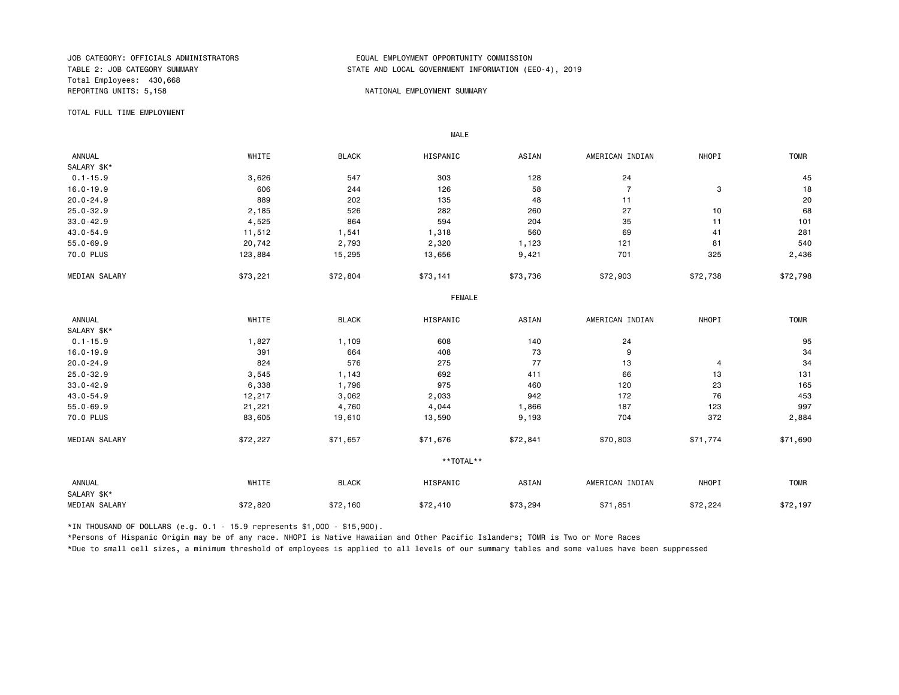JOB CATEGORY: OFFICIALS ADMINISTRATORS
TABLE 2: JOB CATEGORY SUMMARY
Total Employees: 430,668
REPORTING UNITS: 5,158

EQUAL EMPLOYMENT OPPORTUNITY COMMISSION
STATE AND LOCAL GOVERNMENT INFORMATION (EEO-4), 2019

NATIONAL EMPLOYMENT SUMMARY

TOTAL FULL TIME EMPLOYMENT

**MALE**

| ANNUAL SALARY $K* | WHITE | BLACK | HISPANIC | ASIAN | AMERICAN INDIAN | NHOPI | TOMR |
|---|---|---|---|---|---|---|---|
| 0.1-15.9 | 3,626 | 547 | 303 | 128 | 24 | | 45 |
| 16.0-19.9 | 606 | 244 | 126 | 58 | 7 | 3 | 18 |
| 20.0-24.9 | 889 | 202 | 135 | 48 | 11 | | 20 |
| 25.0-32.9 | 2,185 | 526 | 282 | 260 | 27 | 10 | 68 |
| 33.0-42.9 | 4,525 | 864 | 594 | 204 | 35 | 11 | 101 |
| 43.0-54.9 | 11,512 | 1,541 | 1,318 | 560 | 69 | 41 | 281 |
| 55.0-69.9 | 20,742 | 2,793 | 2,320 | 1,123 | 121 | 81 | 540 |
| 70.0 PLUS | 123,884 | 15,295 | 13,656 | 9,421 | 701 | 325 | 2,436 |
| MEDIAN SALARY | $73,221 | $72,804 | $73,141 | $73,736 | $72,903 | $72,738 | $72,798 |

**FEMALE**

| ANNUAL SALARY $K* | WHITE | BLACK | HISPANIC | ASIAN | AMERICAN INDIAN | NHOPI | TOMR |
|---|---|---|---|---|---|---|---|
| 0.1-15.9 | 1,827 | 1,109 | 608 | 140 | 24 | | 95 |
| 16.0-19.9 | 391 | 664 | 408 | 73 | 9 | | 34 |
| 20.0-24.9 | 824 | 576 | 275 | 77 | 13 | 4 | 34 |
| 25.0-32.9 | 3,545 | 1,143 | 692 | 411 | 66 | 13 | 131 |
| 33.0-42.9 | 6,338 | 1,796 | 975 | 460 | 120 | 23 | 165 |
| 43.0-54.9 | 12,217 | 3,062 | 2,033 | 942 | 172 | 76 | 453 |
| 55.0-69.9 | 21,221 | 4,760 | 4,044 | 1,866 | 187 | 123 | 997 |
| 70.0 PLUS | 83,605 | 19,610 | 13,590 | 9,193 | 704 | 372 | 2,884 |
| MEDIAN SALARY | $72,227 | $71,657 | $71,676 | $72,841 | $70,803 | $71,774 | $71,690 |

**\*\*TOTAL\*\***

| ANNUAL SALARY $K* | WHITE | BLACK | HISPANIC | ASIAN | AMERICAN INDIAN | NHOPI | TOMR |
|---|---|---|---|---|---|---|---|
| MEDIAN SALARY | $72,820 | $72,160 | $72,410 | $73,294 | $71,851 | $72,224 | $72,197 |

*IN THOUSAND OF DOLLARS (e.g. 0.1 - 15.9 represents $1,000 - $15,900).

*Persons of Hispanic Origin may be of any race. NHOPI is Native Hawaiian and Other Pacific Islanders; TOMR is Two or More Races

*Due to small cell sizes, a minimum threshold of employees is applied to all levels of our summary tables and some values have been suppressed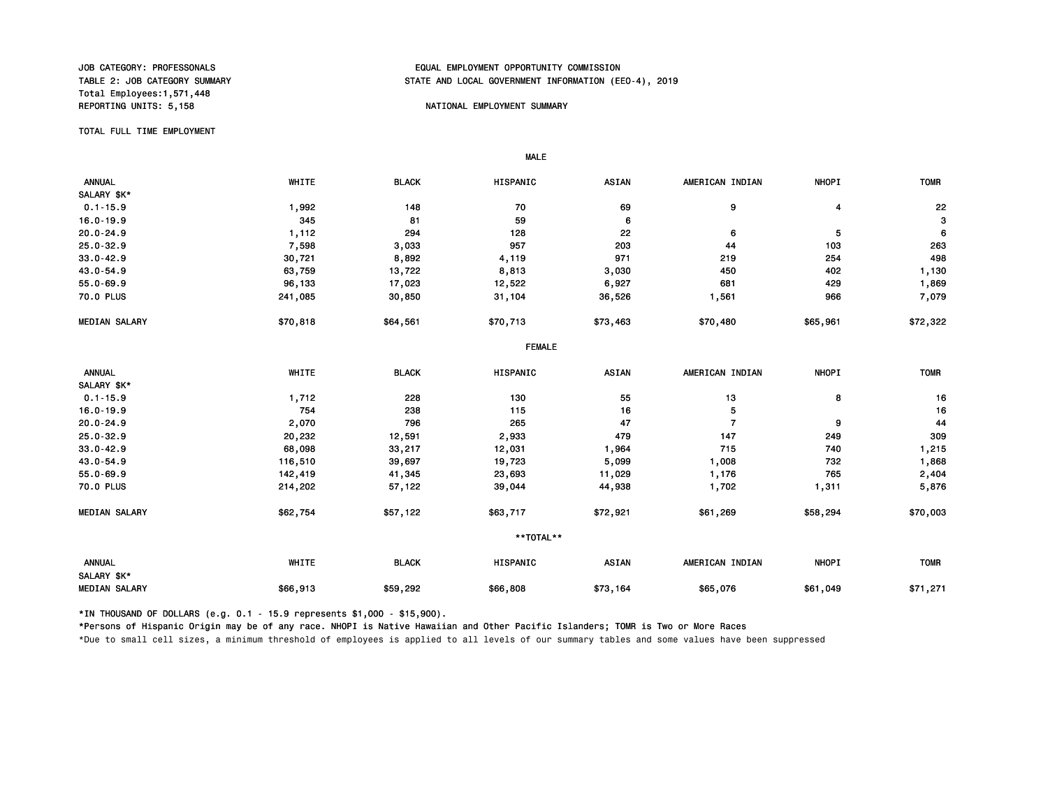JOB CATEGORY: PROFESSONALS
TABLE 2: JOB CATEGORY SUMMARY
Total Employees:1,571,448
REPORTING UNITS: 5,158

EQUAL EMPLOYMENT OPPORTUNITY COMMISSION
STATE AND LOCAL GOVERNMENT INFORMATION (EEO-4), 2019

NATIONAL EMPLOYMENT SUMMARY

TOTAL FULL TIME EMPLOYMENT

**MALE**

| ANNUAL SALARY $K* | WHITE | BLACK | HISPANIC | ASIAN | AMERICAN INDIAN | NHOPI | TOMR |
|---|---|---|---|---|---|---|---|
| 0.1-15.9 | 1,992 | 148 | 70 | 69 | 9 | 4 | 22 |
| 16.0-19.9 | 345 | 81 | 59 | 6 | | | 3 |
| 20.0-24.9 | 1,112 | 294 | 128 | 22 | 6 | 5 | 6 |
| 25.0-32.9 | 7,598 | 3,033 | 957 | 203 | 44 | 103 | 263 |
| 33.0-42.9 | 30,721 | 8,892 | 4,119 | 971 | 219 | 254 | 498 |
| 43.0-54.9 | 63,759 | 13,722 | 8,813 | 3,030 | 450 | 402 | 1,130 |
| 55.0-69.9 | 96,133 | 17,023 | 12,522 | 6,927 | 681 | 429 | 1,869 |
| 70.0 PLUS | 241,085 | 30,850 | 31,104 | 36,526 | 1,561 | 966 | 7,079 |
| MEDIAN SALARY | $70,818 | $64,561 | $70,713 | $73,463 | $70,480 | $65,961 | $72,322 |

**FEMALE**

| ANNUAL SALARY $K* | WHITE | BLACK | HISPANIC | ASIAN | AMERICAN INDIAN | NHOPI | TOMR |
|---|---|---|---|---|---|---|---|
| 0.1-15.9 | 1,712 | 228 | 130 | 55 | 13 | 8 | 16 |
| 16.0-19.9 | 754 | 238 | 115 | 16 | 5 | | 16 |
| 20.0-24.9 | 2,070 | 796 | 265 | 47 | 7 | 9 | 44 |
| 25.0-32.9 | 20,232 | 12,591 | 2,933 | 479 | 147 | 249 | 309 |
| 33.0-42.9 | 68,098 | 33,217 | 12,031 | 1,964 | 715 | 740 | 1,215 |
| 43.0-54.9 | 116,510 | 39,697 | 19,723 | 5,099 | 1,008 | 732 | 1,868 |
| 55.0-69.9 | 142,419 | 41,345 | 23,693 | 11,029 | 1,176 | 765 | 2,404 |
| 70.0 PLUS | 214,202 | 57,122 | 39,044 | 44,938 | 1,702 | 1,311 | 5,876 |
| MEDIAN SALARY | $62,754 | $57,122 | $63,717 | $72,921 | $61,269 | $58,294 | $70,003 |

****TOTAL****

| ANNUAL SALARY $K* | WHITE | BLACK | HISPANIC | ASIAN | AMERICAN INDIAN | NHOPI | TOMR |
|---|---|---|---|---|---|---|---|
| MEDIAN SALARY | $66,913 | $59,292 | $66,808 | $73,164 | $65,076 | $61,049 | $71,271 |

*IN THOUSAND OF DOLLARS (e.g. 0.1 - 15.9 represents $1,000 - $15,900).

*Persons of Hispanic Origin may be of any race. NHOPI is Native Hawaiian and Other Pacific Islanders; TOMR is Two or More Races

*Due to small cell sizes, a minimum threshold of employees is applied to all levels of our summary tables and some values have been suppressed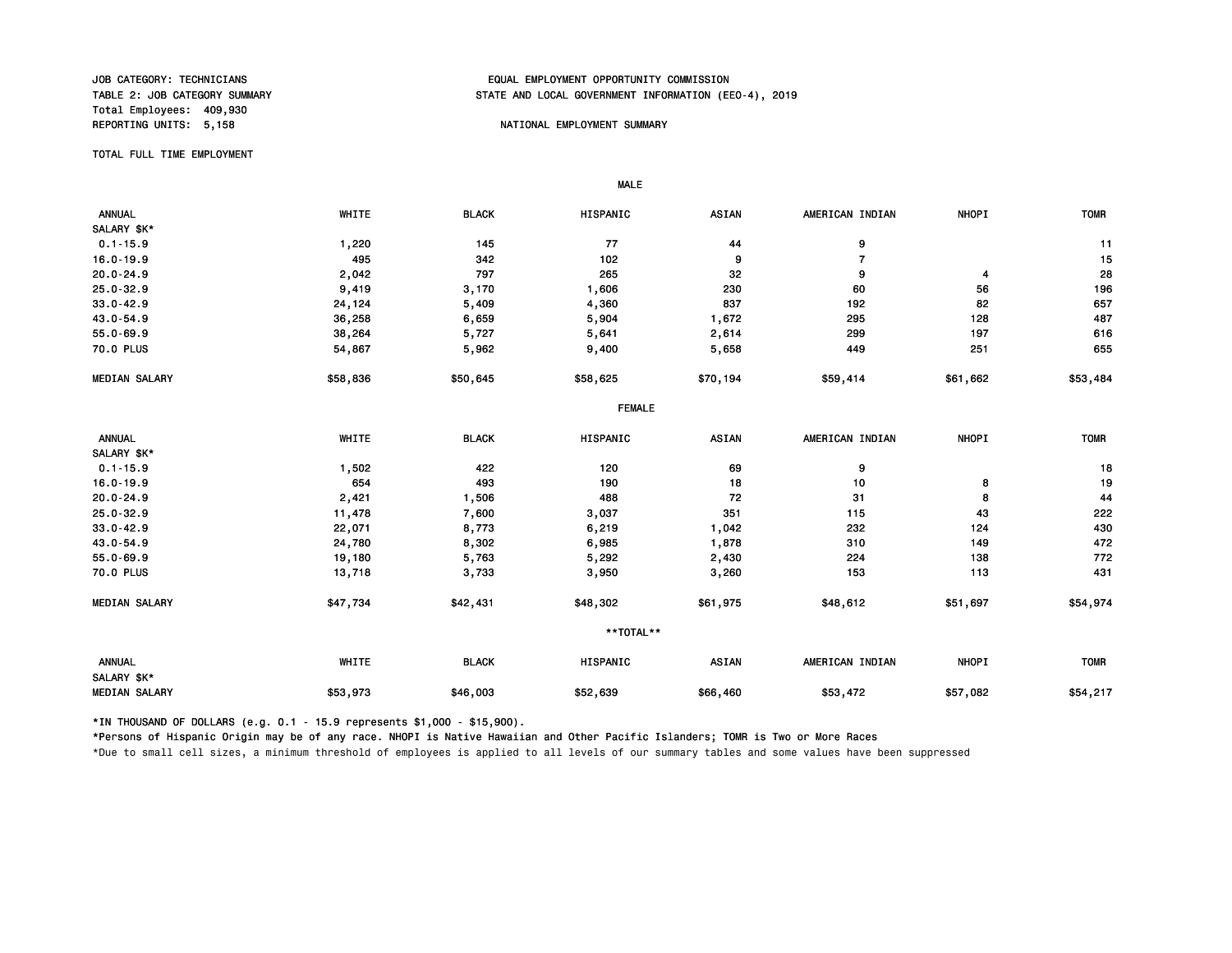JOB CATEGORY: TECHNICIANS
TABLE 2: JOB CATEGORY SUMMARY
Total Employees: 409,930
REPORTING UNITS: 5,158

EQUAL EMPLOYMENT OPPORTUNITY COMMISSION
STATE AND LOCAL GOVERNMENT INFORMATION (EEO-4), 2019

NATIONAL EMPLOYMENT SUMMARY

TOTAL FULL TIME EMPLOYMENT

**MALE**

| ANNUAL SALARY $K* | WHITE | BLACK | HISPANIC | ASIAN | AMERICAN INDIAN | NHOPI | TOMR |
|---|---|---|---|---|---|---|---|
| 0.1-15.9 | 1,220 | 145 | 77 | 44 | 9 | | 11 |
| 16.0-19.9 | 495 | 342 | 102 | 9 | 7 | | 15 |
| 20.0-24.9 | 2,042 | 797 | 265 | 32 | 9 | 4 | 28 |
| 25.0-32.9 | 9,419 | 3,170 | 1,606 | 230 | 60 | 56 | 196 |
| 33.0-42.9 | 24,124 | 5,409 | 4,360 | 837 | 192 | 82 | 657 |
| 43.0-54.9 | 36,258 | 6,659 | 5,904 | 1,672 | 295 | 128 | 487 |
| 55.0-69.9 | 38,264 | 5,727 | 5,641 | 2,614 | 299 | 197 | 616 |
| 70.0 PLUS | 54,867 | 5,962 | 9,400 | 5,658 | 449 | 251 | 655 |
| MEDIAN SALARY | $58,836 | $50,645 | $58,625 | $70,194 | $59,414 | $61,662 | $53,484 |

**FEMALE**

| ANNUAL SALARY $K* | WHITE | BLACK | HISPANIC | ASIAN | AMERICAN INDIAN | NHOPI | TOMR |
|---|---|---|---|---|---|---|---|
| 0.1-15.9 | 1,502 | 422 | 120 | 69 | 9 | | 18 |
| 16.0-19.9 | 654 | 493 | 190 | 18 | 10 | 8 | 19 |
| 20.0-24.9 | 2,421 | 1,506 | 488 | 72 | 31 | 8 | 44 |
| 25.0-32.9 | 11,478 | 7,600 | 3,037 | 351 | 115 | 43 | 222 |
| 33.0-42.9 | 22,071 | 8,773 | 6,219 | 1,042 | 232 | 124 | 430 |
| 43.0-54.9 | 24,780 | 8,302 | 6,985 | 1,878 | 310 | 149 | 472 |
| 55.0-69.9 | 19,180 | 5,763 | 5,292 | 2,430 | 224 | 138 | 772 |
| 70.0 PLUS | 13,718 | 3,733 | 3,950 | 3,260 | 153 | 113 | 431 |
| MEDIAN SALARY | $47,734 | $42,431 | $48,302 | $61,975 | $48,612 | $51,697 | $54,974 |

****TOTAL****

| ANNUAL SALARY $K* | WHITE | BLACK | HISPANIC | ASIAN | AMERICAN INDIAN | NHOPI | TOMR |
|---|---|---|---|---|---|---|---|
| MEDIAN SALARY | $53,973 | $46,003 | $52,639 | $66,460 | $53,472 | $57,082 | $54,217 |

*IN THOUSAND OF DOLLARS (e.g. 0.1 - 15.9 represents $1,000 - $15,900).

*Persons of Hispanic Origin may be of any race. NHOPI is Native Hawaiian and Other Pacific Islanders; TOMR is Two or More Races

*Due to small cell sizes, a minimum threshold of employees is applied to all levels of our summary tables and some values have been suppressed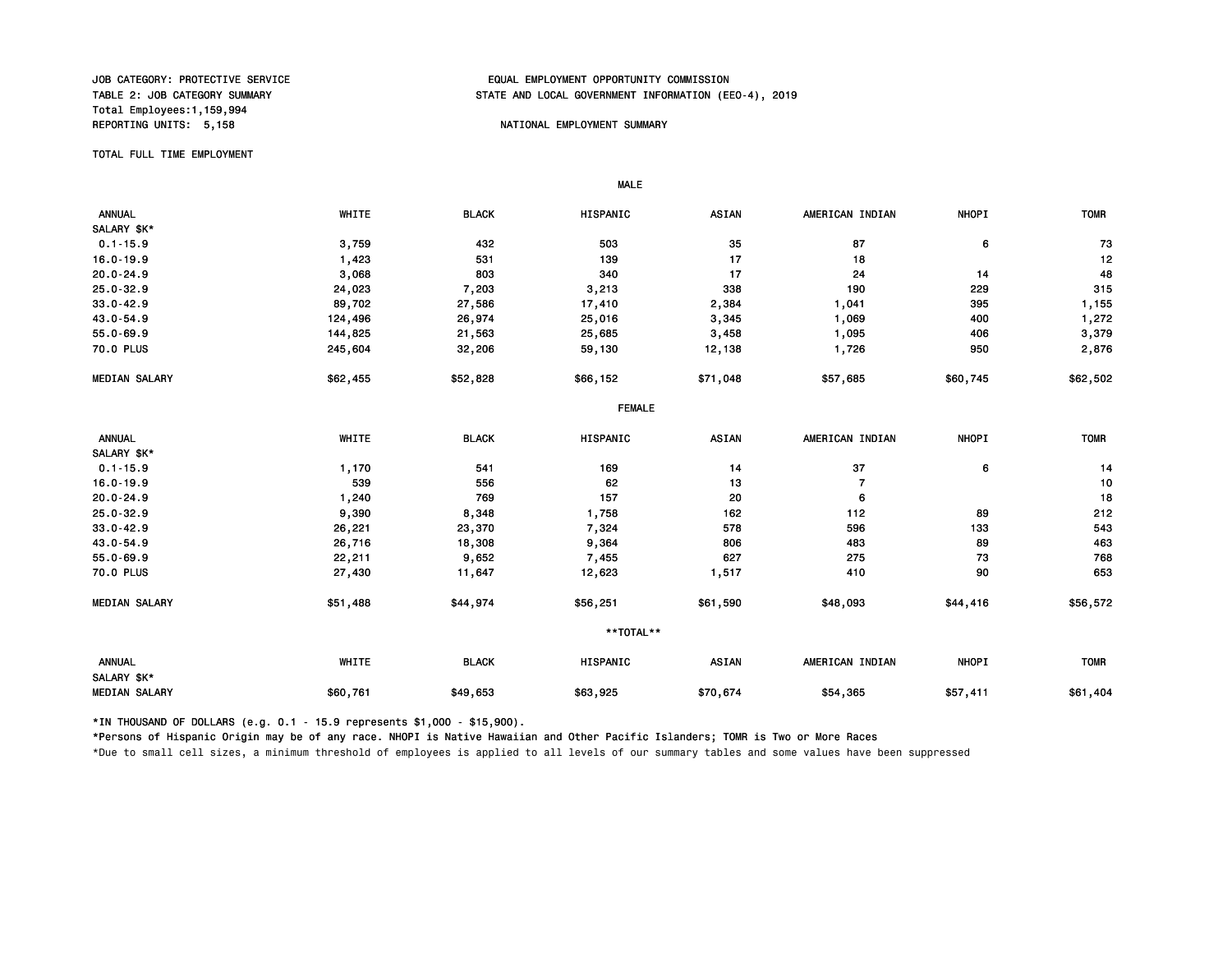JOB CATEGORY: PROTECTIVE SERVICE
TABLE 2: JOB CATEGORY SUMMARY
Total Employees:1,159,994
REPORTING UNITS: 5,158

EQUAL EMPLOYMENT OPPORTUNITY COMMISSION
STATE AND LOCAL GOVERNMENT INFORMATION (EEO-4), 2019

NATIONAL EMPLOYMENT SUMMARY

TOTAL FULL TIME EMPLOYMENT

**MALE**

| ANNUAL SALARY $K* | WHITE | BLACK | HISPANIC | ASIAN | AMERICAN INDIAN | NHOPI | TOMR |
|---|---|---|---|---|---|---|---|
| 0.1-15.9 | 3,759 | 432 | 503 | 35 | 87 | 6 | 73 |
| 16.0-19.9 | 1,423 | 531 | 139 | 17 | 18 | | 12 |
| 20.0-24.9 | 3,068 | 803 | 340 | 17 | 24 | 14 | 48 |
| 25.0-32.9 | 24,023 | 7,203 | 3,213 | 338 | 190 | 229 | 315 |
| 33.0-42.9 | 89,702 | 27,586 | 17,410 | 2,384 | 1,041 | 395 | 1,155 |
| 43.0-54.9 | 124,496 | 26,974 | 25,016 | 3,345 | 1,069 | 400 | 1,272 |
| 55.0-69.9 | 144,825 | 21,563 | 25,685 | 3,458 | 1,095 | 406 | 3,379 |
| 70.0 PLUS | 245,604 | 32,206 | 59,130 | 12,138 | 1,726 | 950 | 2,876 |
| MEDIAN SALARY | $62,455 | $52,828 | $66,152 | $71,048 | $57,685 | $60,745 | $62,502 |

**FEMALE**

| ANNUAL SALARY $K* | WHITE | BLACK | HISPANIC | ASIAN | AMERICAN INDIAN | NHOPI | TOMR |
|---|---|---|---|---|---|---|---|
| 0.1-15.9 | 1,170 | 541 | 169 | 14 | 37 | 6 | 14 |
| 16.0-19.9 | 539 | 556 | 62 | 13 | 7 | | 10 |
| 20.0-24.9 | 1,240 | 769 | 157 | 20 | 6 | | 18 |
| 25.0-32.9 | 9,390 | 8,348 | 1,758 | 162 | 112 | 89 | 212 |
| 33.0-42.9 | 26,221 | 23,370 | 7,324 | 578 | 596 | 133 | 543 |
| 43.0-54.9 | 26,716 | 18,308 | 9,364 | 806 | 483 | 89 | 463 |
| 55.0-69.9 | 22,211 | 9,652 | 7,455 | 627 | 275 | 73 | 768 |
| 70.0 PLUS | 27,430 | 11,647 | 12,623 | 1,517 | 410 | 90 | 653 |
| MEDIAN SALARY | $51,488 | $44,974 | $56,251 | $61,590 | $48,093 | $44,416 | $56,572 |

****TOTAL****

| ANNUAL SALARY $K* | WHITE | BLACK | HISPANIC | ASIAN | AMERICAN INDIAN | NHOPI | TOMR |
|---|---|---|---|---|---|---|---|
| MEDIAN SALARY | $60,761 | $49,653 | $63,925 | $70,674 | $54,365 | $57,411 | $61,404 |

*IN THOUSAND OF DOLLARS (e.g. 0.1 - 15.9 represents $1,000 - $15,900).

*Persons of Hispanic Origin may be of any race. NHOPI is Native Hawaiian and Other Pacific Islanders; TOMR is Two or More Races

*Due to small cell sizes, a minimum threshold of employees is applied to all levels of our summary tables and some values have been suppressed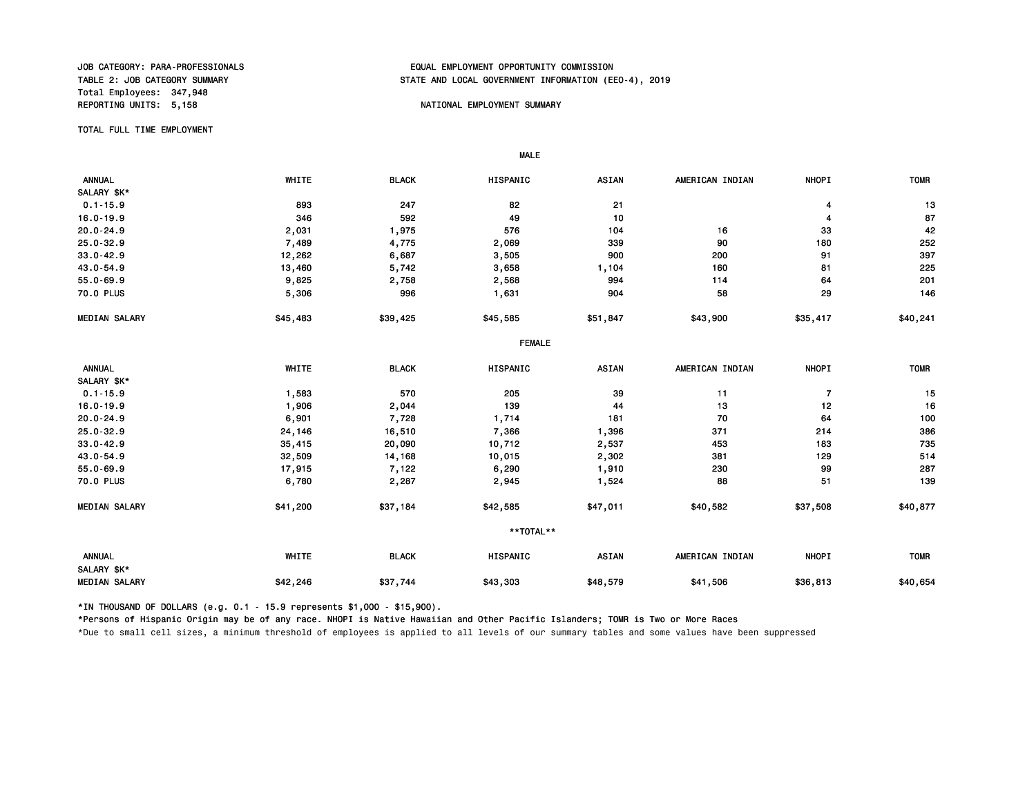JOB CATEGORY: PARA-PROFESSIONALS
TABLE 2: JOB CATEGORY SUMMARY
Total Employees: 347,948
REPORTING UNITS: 5,158

EQUAL EMPLOYMENT OPPORTUNITY COMMISSION
STATE AND LOCAL GOVERNMENT INFORMATION (EEO-4), 2019

NATIONAL EMPLOYMENT SUMMARY

TOTAL FULL TIME EMPLOYMENT

**MALE**

| ANNUAL SALARY $K* | WHITE | BLACK | HISPANIC | ASIAN | AMERICAN INDIAN | NHOPI | TOMR |
|---|---|---|---|---|---|---|---|
| 0.1-15.9 | 893 | 247 | 82 | 21 | | 4 | 13 |
| 16.0-19.9 | 346 | 592 | 49 | 10 | | 4 | 87 |
| 20.0-24.9 | 2,031 | 1,975 | 576 | 104 | 16 | 33 | 42 |
| 25.0-32.9 | 7,489 | 4,775 | 2,069 | 339 | 90 | 180 | 252 |
| 33.0-42.9 | 12,262 | 6,687 | 3,505 | 900 | 200 | 91 | 397 |
| 43.0-54.9 | 13,460 | 5,742 | 3,658 | 1,104 | 160 | 81 | 225 |
| 55.0-69.9 | 9,825 | 2,758 | 2,568 | 994 | 114 | 64 | 201 |
| 70.0 PLUS | 5,306 | 996 | 1,631 | 904 | 58 | 29 | 146 |
| MEDIAN SALARY | $45,483 | $39,425 | $45,585 | $51,847 | $43,900 | $35,417 | $40,241 |

**FEMALE**

| ANNUAL SALARY $K* | WHITE | BLACK | HISPANIC | ASIAN | AMERICAN INDIAN | NHOPI | TOMR |
|---|---|---|---|---|---|---|---|
| 0.1-15.9 | 1,583 | 570 | 205 | 39 | 11 | 7 | 15 |
| 16.0-19.9 | 1,906 | 2,044 | 139 | 44 | 13 | 12 | 16 |
| 20.0-24.9 | 6,901 | 7,728 | 1,714 | 181 | 70 | 64 | 100 |
| 25.0-32.9 | 24,146 | 16,510 | 7,366 | 1,396 | 371 | 214 | 386 |
| 33.0-42.9 | 35,415 | 20,090 | 10,712 | 2,537 | 453 | 183 | 735 |
| 43.0-54.9 | 32,509 | 14,168 | 10,015 | 2,302 | 381 | 129 | 514 |
| 55.0-69.9 | 17,915 | 7,122 | 6,290 | 1,910 | 230 | 99 | 287 |
| 70.0 PLUS | 6,780 | 2,287 | 2,945 | 1,524 | 88 | 51 | 139 |
| MEDIAN SALARY | $41,200 | $37,184 | $42,585 | $47,011 | $40,582 | $37,508 | $40,877 |

****TOTAL****

| ANNUAL SALARY $K* | WHITE | BLACK | HISPANIC | ASIAN | AMERICAN INDIAN | NHOPI | TOMR |
|---|---|---|---|---|---|---|---|
| MEDIAN SALARY | $42,246 | $37,744 | $43,303 | $48,579 | $41,506 | $36,813 | $40,654 |

*IN THOUSAND OF DOLLARS (e.g. 0.1 - 15.9 represents $1,000 - $15,900).

*Persons of Hispanic Origin may be of any race. NHOPI is Native Hawaiian and Other Pacific Islanders; TOMR is Two or More Races

*Due to small cell sizes, a minimum threshold of employees is applied to all levels of our summary tables and some values have been suppressed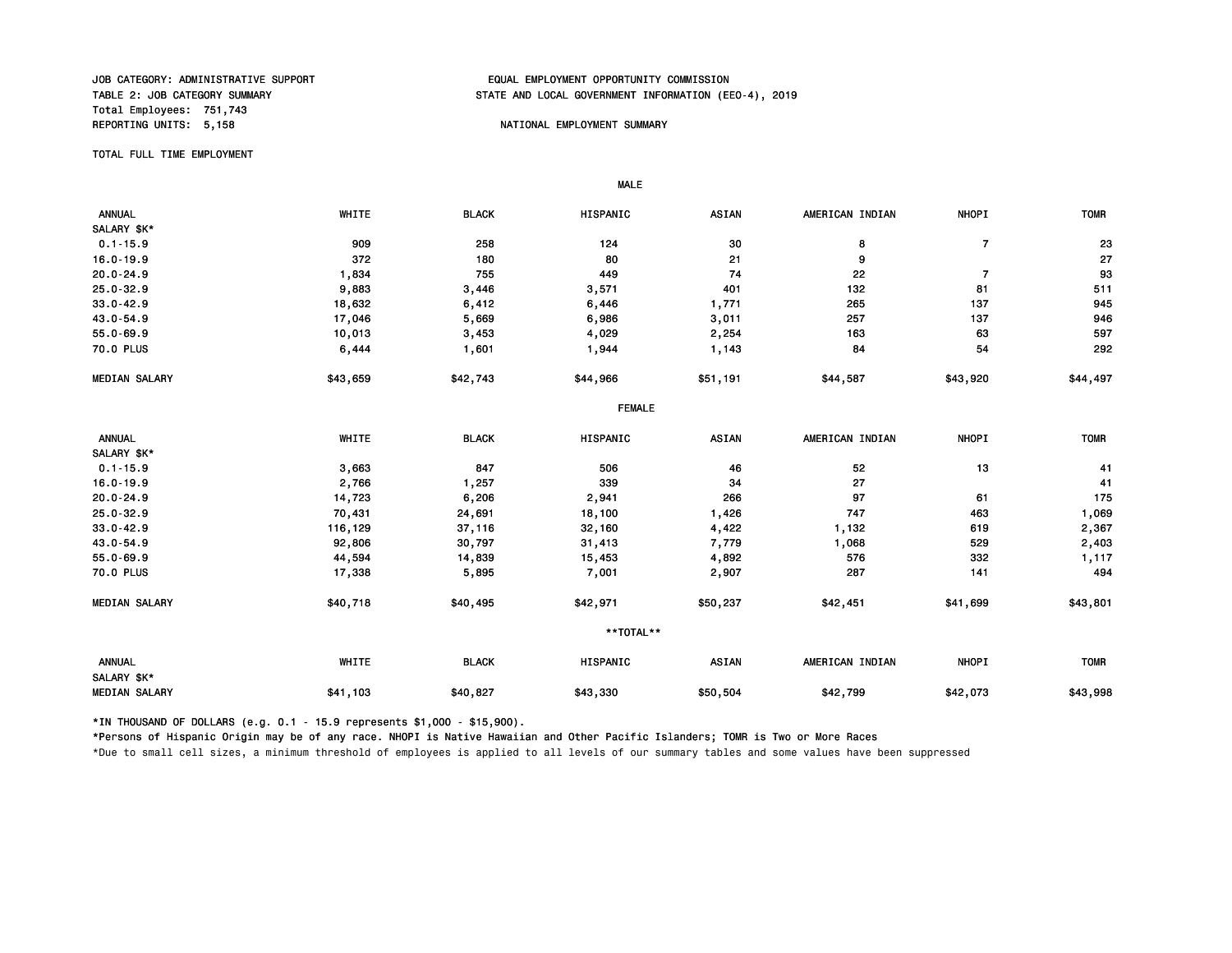JOB CATEGORY: ADMINISTRATIVE SUPPORT
TABLE 2: JOB CATEGORY SUMMARY
Total Employees: 751,743
REPORTING UNITS: 5,158

EQUAL EMPLOYMENT OPPORTUNITY COMMISSION
STATE AND LOCAL GOVERNMENT INFORMATION (EEO-4), 2019

NATIONAL EMPLOYMENT SUMMARY

TOTAL FULL TIME EMPLOYMENT

**MALE**

| ANNUAL SALARY $K* | WHITE | BLACK | HISPANIC | ASIAN | AMERICAN INDIAN | NHOPI | TOMR |
|---|---|---|---|---|---|---|---|
| 0.1-15.9 | 909 | 258 | 124 | 30 | 8 | 7 | 23 |
| 16.0-19.9 | 372 | 180 | 80 | 21 | 9 | | 27 |
| 20.0-24.9 | 1,834 | 755 | 449 | 74 | 22 | 7 | 93 |
| 25.0-32.9 | 9,883 | 3,446 | 3,571 | 401 | 132 | 81 | 511 |
| 33.0-42.9 | 18,632 | 6,412 | 6,446 | 1,771 | 265 | 137 | 945 |
| 43.0-54.9 | 17,046 | 5,669 | 6,986 | 3,011 | 257 | 137 | 946 |
| 55.0-69.9 | 10,013 | 3,453 | 4,029 | 2,254 | 163 | 63 | 597 |
| 70.0 PLUS | 6,444 | 1,601 | 1,944 | 1,143 | 84 | 54 | 292 |
| MEDIAN SALARY | $43,659 | $42,743 | $44,966 | $51,191 | $44,587 | $43,920 | $44,497 |

**FEMALE**

| ANNUAL SALARY $K* | WHITE | BLACK | HISPANIC | ASIAN | AMERICAN INDIAN | NHOPI | TOMR |
|---|---|---|---|---|---|---|---|
| 0.1-15.9 | 3,663 | 847 | 506 | 46 | 52 | 13 | 41 |
| 16.0-19.9 | 2,766 | 1,257 | 339 | 34 | 27 | | 41 |
| 20.0-24.9 | 14,723 | 6,206 | 2,941 | 266 | 97 | 61 | 175 |
| 25.0-32.9 | 70,431 | 24,691 | 18,100 | 1,426 | 747 | 463 | 1,069 |
| 33.0-42.9 | 116,129 | 37,116 | 32,160 | 4,422 | 1,132 | 619 | 2,367 |
| 43.0-54.9 | 92,806 | 30,797 | 31,413 | 7,779 | 1,068 | 529 | 2,403 |
| 55.0-69.9 | 44,594 | 14,839 | 15,453 | 4,892 | 576 | 332 | 1,117 |
| 70.0 PLUS | 17,338 | 5,895 | 7,001 | 2,907 | 287 | 141 | 494 |
| MEDIAN SALARY | $40,718 | $40,495 | $42,971 | $50,237 | $42,451 | $41,699 | $43,801 |

****TOTAL****

| ANNUAL SALARY $K* | WHITE | BLACK | HISPANIC | ASIAN | AMERICAN INDIAN | NHOPI | TOMR |
|---|---|---|---|---|---|---|---|
| MEDIAN SALARY | $41,103 | $40,827 | $43,330 | $50,504 | $42,799 | $42,073 | $43,998 |

*IN THOUSAND OF DOLLARS (e.g. 0.1 - 15.9 represents $1,000 - $15,900).

*Persons of Hispanic Origin may be of any race. NHOPI is Native Hawaiian and Other Pacific Islanders; TOMR is Two or More Races

*Due to small cell sizes, a minimum threshold of employees is applied to all levels of our summary tables and some values have been suppressed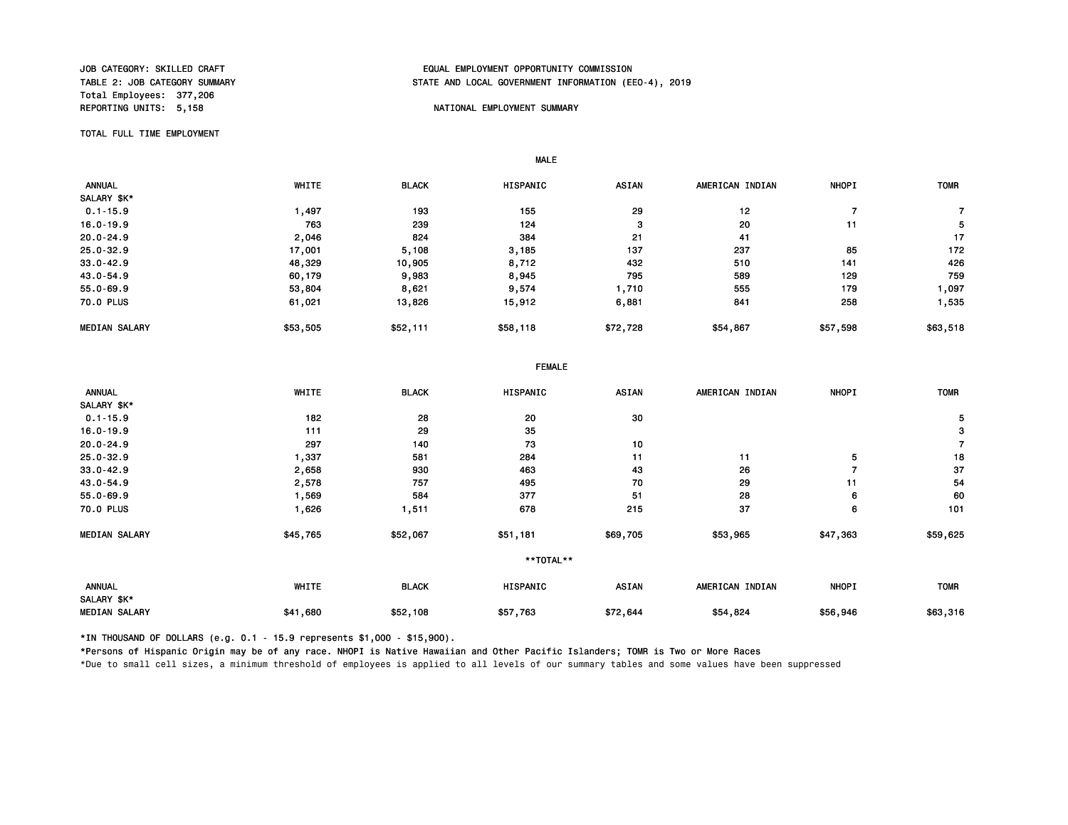JOB CATEGORY: SKILLED CRAFT
TABLE 2: JOB CATEGORY SUMMARY
Total Employees: 377,206
REPORTING UNITS: 5,158

EQUAL EMPLOYMENT OPPORTUNITY COMMISSION
STATE AND LOCAL GOVERNMENT INFORMATION (EEO-4), 2019

NATIONAL EMPLOYMENT SUMMARY

TOTAL FULL TIME EMPLOYMENT

**MALE**

| ANNUAL SALARY $K* | WHITE | BLACK | HISPANIC | ASIAN | AMERICAN INDIAN | NHOPI | TOMR |
|---|---|---|---|---|---|---|---|
| 0.1-15.9 | 1,497 | 193 | 155 | 29 | 12 | 7 | 7 |
| 16.0-19.9 | 763 | 239 | 124 | 3 | 20 | 11 | 5 |
| 20.0-24.9 | 2,046 | 824 | 384 | 21 | 41 | | 17 |
| 25.0-32.9 | 17,001 | 5,108 | 3,185 | 137 | 237 | 85 | 172 |
| 33.0-42.9 | 48,329 | 10,905 | 8,712 | 432 | 510 | 141 | 426 |
| 43.0-54.9 | 60,179 | 9,983 | 8,945 | 795 | 589 | 129 | 759 |
| 55.0-69.9 | 53,804 | 8,621 | 9,574 | 1,710 | 555 | 179 | 1,097 |
| 70.0 PLUS | 61,021 | 13,826 | 15,912 | 6,881 | 841 | 258 | 1,535 |
| MEDIAN SALARY | $53,505 | $52,111 | $58,118 | $72,728 | $54,867 | $57,598 | $63,518 |

**FEMALE**

| ANNUAL SALARY $K* | WHITE | BLACK | HISPANIC | ASIAN | AMERICAN INDIAN | NHOPI | TOMR |
|---|---|---|---|---|---|---|---|
| 0.1-15.9 | 182 | 28 | 20 | 30 | | | 5 |
| 16.0-19.9 | 111 | 29 | 35 | | | | 3 |
| 20.0-24.9 | 297 | 140 | 73 | 10 | | | 7 |
| 25.0-32.9 | 1,337 | 581 | 284 | 11 | 11 | 5 | 18 |
| 33.0-42.9 | 2,658 | 930 | 463 | 43 | 26 | 7 | 37 |
| 43.0-54.9 | 2,578 | 757 | 495 | 70 | 29 | 11 | 54 |
| 55.0-69.9 | 1,569 | 584 | 377 | 51 | 28 | 6 | 60 |
| 70.0 PLUS | 1,626 | 1,511 | 678 | 215 | 37 | 6 | 101 |
| MEDIAN SALARY | $45,765 | $52,067 | $51,181 | $69,705 | $53,965 | $47,363 | $59,625 |

****TOTAL****

| ANNUAL SALARY $K* | WHITE | BLACK | HISPANIC | ASIAN | AMERICAN INDIAN | NHOPI | TOMR |
|---|---|---|---|---|---|---|---|
| MEDIAN SALARY | $41,680 | $52,108 | $57,763 | $72,644 | $54,824 | $56,946 | $63,316 |

*IN THOUSAND OF DOLLARS (e.g. 0.1 - 15.9 represents $1,000 - $15,900).

*Persons of Hispanic Origin may be of any race. NHOPI is Native Hawaiian and Other Pacific Islanders; TOMR is Two or More Races

*Due to small cell sizes, a minimum threshold of employees is applied to all levels of our summary tables and some values have been suppressed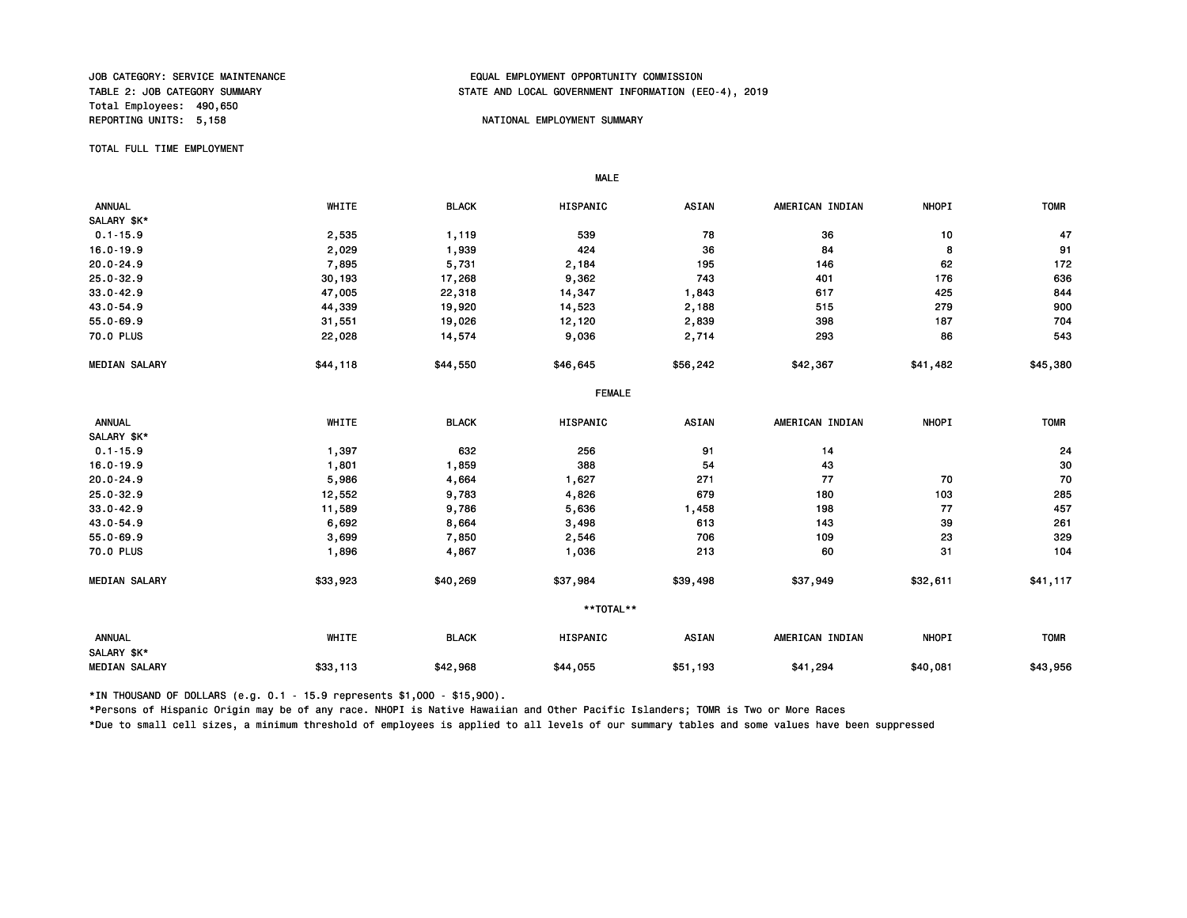JOB CATEGORY: SERVICE MAINTENANCE
TABLE 2: JOB CATEGORY SUMMARY
Total Employees: 490,650
REPORTING UNITS: 5,158

EQUAL EMPLOYMENT OPPORTUNITY COMMISSION
STATE AND LOCAL GOVERNMENT INFORMATION (EEO-4), 2019

NATIONAL EMPLOYMENT SUMMARY

TOTAL FULL TIME EMPLOYMENT

MALE

| ANNUAL SALARY $K* | WHITE | BLACK | HISPANIC | ASIAN | AMERICAN INDIAN | NHOPI | TOMR |
|---|---|---|---|---|---|---|---|
| 0.1-15.9 | 2,535 | 1,119 | 539 | 78 | 36 | 10 | 47 |
| 16.0-19.9 | 2,029 | 1,939 | 424 | 36 | 84 | 8 | 91 |
| 20.0-24.9 | 7,895 | 5,731 | 2,184 | 195 | 146 | 62 | 172 |
| 25.0-32.9 | 30,193 | 17,268 | 9,362 | 743 | 401 | 176 | 636 |
| 33.0-42.9 | 47,005 | 22,318 | 14,347 | 1,843 | 617 | 425 | 844 |
| 43.0-54.9 | 44,339 | 19,920 | 14,523 | 2,188 | 515 | 279 | 900 |
| 55.0-69.9 | 31,551 | 19,026 | 12,120 | 2,839 | 398 | 187 | 704 |
| 70.0 PLUS | 22,028 | 14,574 | 9,036 | 2,714 | 293 | 86 | 543 |
| MEDIAN SALARY | $44,118 | $44,550 | $46,645 | $56,242 | $42,367 | $41,482 | $45,380 |

FEMALE

| ANNUAL SALARY $K* | WHITE | BLACK | HISPANIC | ASIAN | AMERICAN INDIAN | NHOPI | TOMR |
|---|---|---|---|---|---|---|---|
| 0.1-15.9 | 1,397 | 632 | 256 | 91 | 14 | | 24 |
| 16.0-19.9 | 1,801 | 1,859 | 388 | 54 | 43 | | 30 |
| 20.0-24.9 | 5,986 | 4,664 | 1,627 | 271 | 77 | 70 | 70 |
| 25.0-32.9 | 12,552 | 9,783 | 4,826 | 679 | 180 | 103 | 285 |
| 33.0-42.9 | 11,589 | 9,786 | 5,636 | 1,458 | 198 | 77 | 457 |
| 43.0-54.9 | 6,692 | 8,664 | 3,498 | 613 | 143 | 39 | 261 |
| 55.0-69.9 | 3,699 | 7,850 | 2,546 | 706 | 109 | 23 | 329 |
| 70.0 PLUS | 1,896 | 4,867 | 1,036 | 213 | 60 | 31 | 104 |
| MEDIAN SALARY | $33,923 | $40,269 | $37,984 | $39,498 | $37,949 | $32,611 | $41,117 |

**TOTAL**

| ANNUAL SALARY $K* | WHITE | BLACK | HISPANIC | ASIAN | AMERICAN INDIAN | NHOPI | TOMR |
|---|---|---|---|---|---|---|---|
| MEDIAN SALARY | $33,113 | $42,968 | $44,055 | $51,193 | $41,294 | $40,081 | $43,956 |

*IN THOUSAND OF DOLLARS (e.g. 0.1 - 15.9 represents $1,000 - $15,900).

*Persons of Hispanic Origin may be of any race. NHOPI is Native Hawaiian and Other Pacific Islanders; TOMR is Two or More Races

*Due to small cell sizes, a minimum threshold of employees is applied to all levels of our summary tables and some values have been suppressed